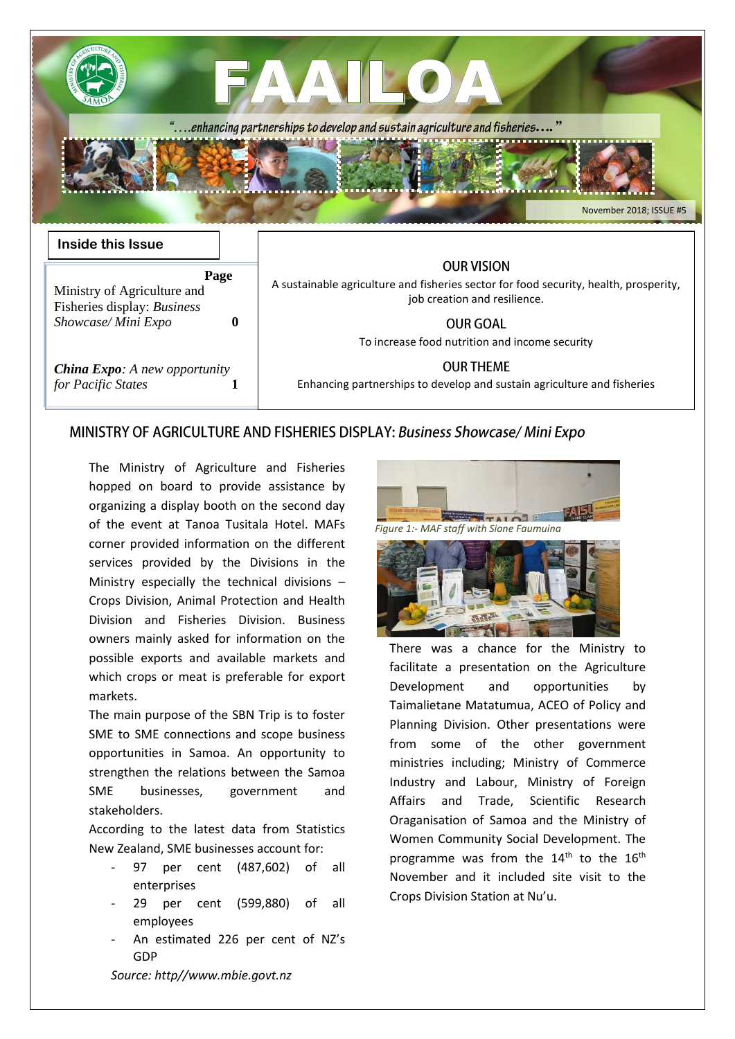# FAAILOA

*"….enhancing partnerships to develop and sustain agriculture and fisheries…."*

November 2018; ISSUE #5

**Inside this Issue**

| | Page |
|---|---|
| Ministry of Agriculture and Fisheries display: *Business Showcase/ Mini Expo* | **0** |
| ***China Expo****: A new opportunity for Pacific States* | **1** |

**OUR VISION**

A sustainable agriculture and fisheries sector for food security, health, prosperity, job creation and resilience.

**OUR GOAL**

To increase food nutrition and income security

**OUR THEME**

Enhancing partnerships to develop and sustain agriculture and fisheries

## MINISTRY OF AGRICULTURE AND FISHERIES DISPLAY: *Business Showcase/ Mini Expo*

The Ministry of Agriculture and Fisheries hopped on board to provide assistance by organizing a display booth on the second day of the event at Tanoa Tusitala Hotel. MAFs corner provided information on the different services provided by the Divisions in the Ministry especially the technical divisions – Crops Division, Animal Protection and Health Division and Fisheries Division. Business owners mainly asked for information on the possible exports and available markets and which crops or meat is preferable for export markets.

The main purpose of the SBN Trip is to foster SME to SME connections and scope business opportunities in Samoa. An opportunity to strengthen the relations between the Samoa SME businesses, government and stakeholders.

According to the latest data from Statistics New Zealand, SME businesses account for:

- 97 per cent (487,602) of all enterprises
- 29 per cent (599,880) of all employees
- An estimated 226 per cent of NZ's GDP

*Source: http//www.mbie.govt.nz*

*Figure 1:- MAF staff with Sione Faumuina*

There was a chance for the Ministry to facilitate a presentation on the Agriculture Development and opportunities by Taimalietane Matatumua, ACEO of Policy and Planning Division. Other presentations were from some of the other government ministries including; Ministry of Commerce Industry and Labour, Ministry of Foreign Affairs and Trade, Scientific Research Oraganisation of Samoa and the Ministry of Women Community Social Development. The programme was from the 14th to the 16th November and it included site visit to the Crops Division Station at Nu'u.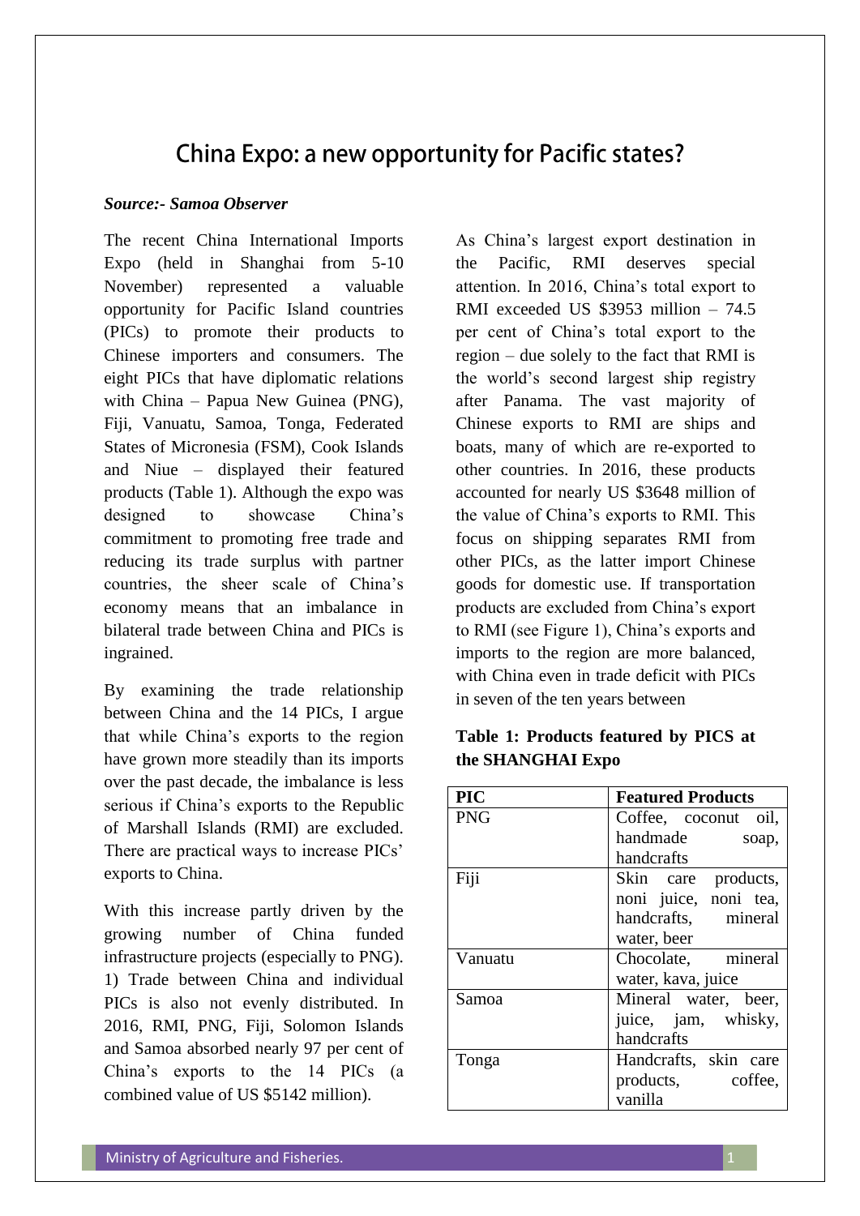# China Expo: a new opportunity for Pacific states?

***Source:- Samoa Observer***

The recent China International Imports Expo (held in Shanghai from 5-10 November) represented a valuable opportunity for Pacific Island countries (PICs) to promote their products to Chinese importers and consumers. The eight PICs that have diplomatic relations with China – Papua New Guinea (PNG), Fiji, Vanuatu, Samoa, Tonga, Federated States of Micronesia (FSM), Cook Islands and Niue – displayed their featured products (Table 1). Although the expo was designed to showcase China's commitment to promoting free trade and reducing its trade surplus with partner countries, the sheer scale of China's economy means that an imbalance in bilateral trade between China and PICs is ingrained.

By examining the trade relationship between China and the 14 PICs, I argue that while China's exports to the region have grown more steadily than its imports over the past decade, the imbalance is less serious if China's exports to the Republic of Marshall Islands (RMI) are excluded. There are practical ways to increase PICs' exports to China.

With this increase partly driven by the growing number of China funded infrastructure projects (especially to PNG). 1) Trade between China and individual PICs is also not evenly distributed. In 2016, RMI, PNG, Fiji, Solomon Islands and Samoa absorbed nearly 97 per cent of China's exports to the 14 PICs (a combined value of US $5142 million).

As China's largest export destination in the Pacific, RMI deserves special attention. In 2016, China's total export to RMI exceeded US $3953 million – 74.5 per cent of China's total export to the region – due solely to the fact that RMI is the world's second largest ship registry after Panama. The vast majority of Chinese exports to RMI are ships and boats, many of which are re-exported to other countries. In 2016, these products accounted for nearly US $3648 million of the value of China's exports to RMI. This focus on shipping separates RMI from other PICs, as the latter import Chinese goods for domestic use. If transportation products are excluded from China's export to RMI (see Figure 1), China's exports and imports to the region are more balanced, with China even in trade deficit with PICs in seven of the ten years between

**Table 1: Products featured by PICS at the SHANGHAI Expo**

| PIC | Featured Products |
|---|---|
| PNG | Coffee, coconut oil, handmade soap, handcrafts |
| Fiji | Skin care products, noni juice, noni tea, handcrafts, mineral water, beer |
| Vanuatu | Chocolate, mineral water, kava, juice |
| Samoa | Mineral water, beer, juice, jam, whisky, handcrafts |
| Tonga | Handcrafts, skin care products, coffee, vanilla |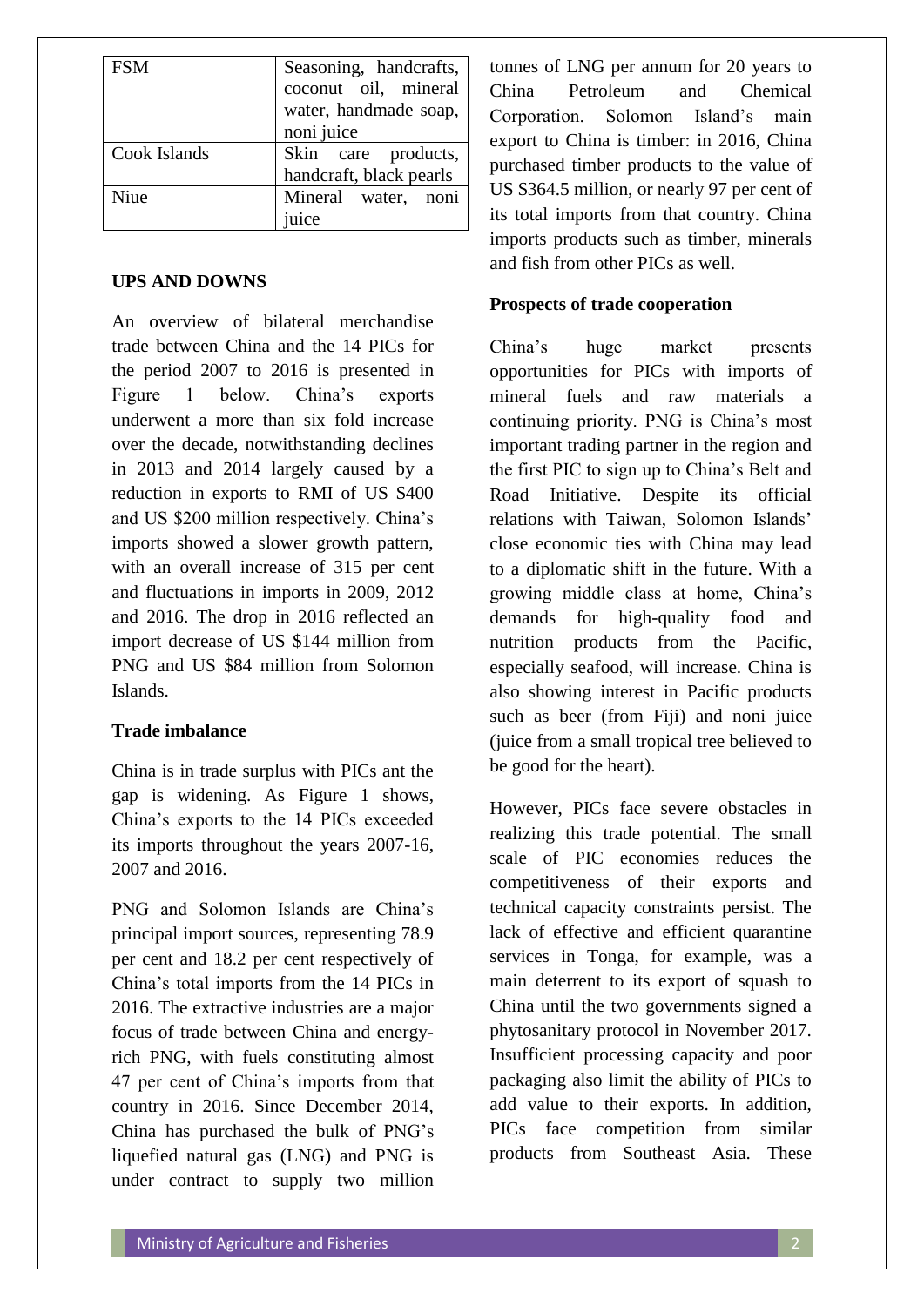| FSM | Seasoning, handcrafts, coconut oil, mineral water, handmade soap, noni juice |
| --- | --- |
| Cook Islands | Skin care products, handcraft, black pearls |
| Niue | Mineral water, noni juice |

**UPS AND DOWNS**

An overview of bilateral merchandise trade between China and the 14 PICs for the period 2007 to 2016 is presented in Figure 1 below. China's exports underwent a more than six fold increase over the decade, notwithstanding declines in 2013 and 2014 largely caused by a reduction in exports to RMI of US $400 and US $200 million respectively. China's imports showed a slower growth pattern, with an overall increase of 315 per cent and fluctuations in imports in 2009, 2012 and 2016. The drop in 2016 reflected an import decrease of US $144 million from PNG and US $84 million from Solomon Islands.

**Trade imbalance**

China is in trade surplus with PICs ant the gap is widening. As Figure 1 shows, China's exports to the 14 PICs exceeded its imports throughout the years 2007-16, 2007 and 2016.

PNG and Solomon Islands are China's principal import sources, representing 78.9 per cent and 18.2 per cent respectively of China's total imports from the 14 PICs in 2016. The extractive industries are a major focus of trade between China and energy-rich PNG, with fuels constituting almost 47 per cent of China's imports from that country in 2016. Since December 2014, China has purchased the bulk of PNG's liquefied natural gas (LNG) and PNG is under contract to supply two million tonnes of LNG per annum for 20 years to China Petroleum and Chemical Corporation. Solomon Island's main export to China is timber: in 2016, China purchased timber products to the value of US $364.5 million, or nearly 97 per cent of its total imports from that country. China imports products such as timber, minerals and fish from other PICs as well.

**Prospects of trade cooperation**

China's huge market presents opportunities for PICs with imports of mineral fuels and raw materials a continuing priority. PNG is China's most important trading partner in the region and the first PIC to sign up to China's Belt and Road Initiative. Despite its official relations with Taiwan, Solomon Islands' close economic ties with China may lead to a diplomatic shift in the future. With a growing middle class at home, China's demands for high-quality food and nutrition products from the Pacific, especially seafood, will increase. China is also showing interest in Pacific products such as beer (from Fiji) and noni juice (juice from a small tropical tree believed to be good for the heart).

However, PICs face severe obstacles in realizing this trade potential. The small scale of PIC economies reduces the competitiveness of their exports and technical capacity constraints persist. The lack of effective and efficient quarantine services in Tonga, for example, was a main deterrent to its export of squash to China until the two governments signed a phytosanitary protocol in November 2017. Insufficient processing capacity and poor packaging also limit the ability of PICs to add value to their exports. In addition, PICs face competition from similar products from Southeast Asia. These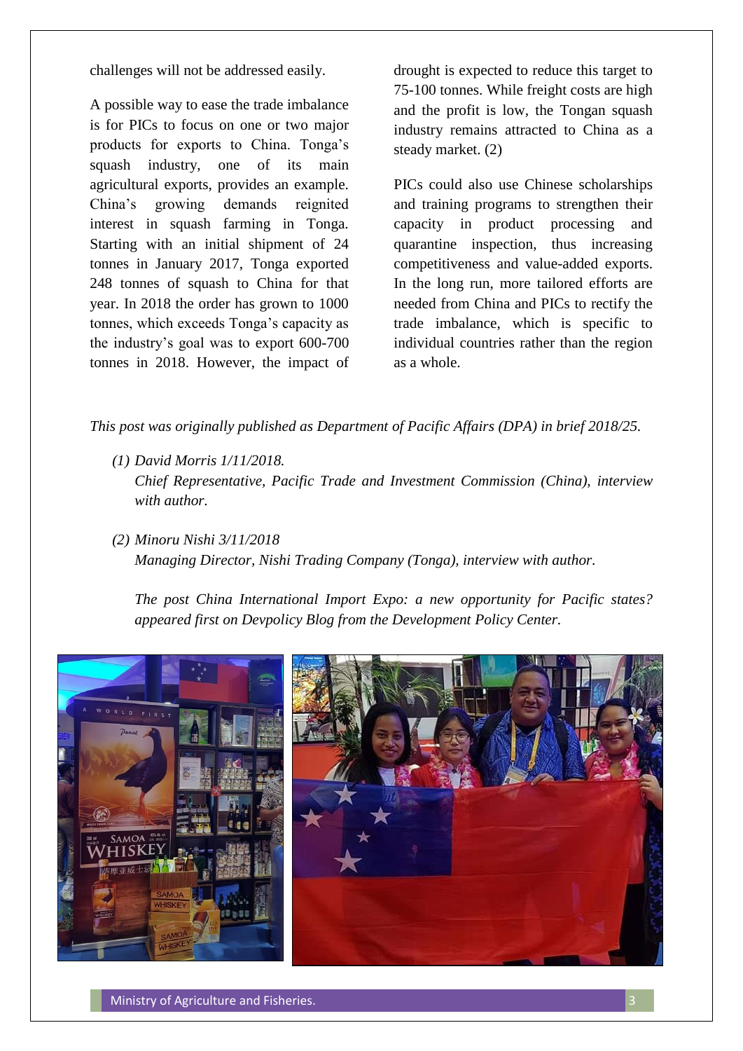challenges will not be addressed easily.

A possible way to ease the trade imbalance is for PICs to focus on one or two major products for exports to China. Tonga's squash industry, one of its main agricultural exports, provides an example. China's growing demands reignited interest in squash farming in Tonga. Starting with an initial shipment of 24 tonnes in January 2017, Tonga exported 248 tonnes of squash to China for that year. In 2018 the order has grown to 1000 tonnes, which exceeds Tonga's capacity as the industry's goal was to export 600-700 tonnes in 2018. However, the impact of drought is expected to reduce this target to 75-100 tonnes. While freight costs are high and the profit is low, the Tongan squash industry remains attracted to China as a steady market. (2)

PICs could also use Chinese scholarships and training programs to strengthen their capacity in product processing and quarantine inspection, thus increasing competitiveness and value-added exports. In the long run, more tailored efforts are needed from China and PICs to rectify the trade imbalance, which is specific to individual countries rather than the region as a whole.

*This post was originally published as Department of Pacific Affairs (DPA) in brief 2018/25.*

(1) *David Morris 1/11/2018.*
*Chief Representative, Pacific Trade and Investment Commission (China), interview with author.*

(2) *Minoru Nishi 3/11/2018*
*Managing Director, Nishi Trading Company (Tonga), interview with author.*

*The post China International Import Expo: a new opportunity for Pacific states? appeared first on Devpolicy Blog from the Development Policy Center.*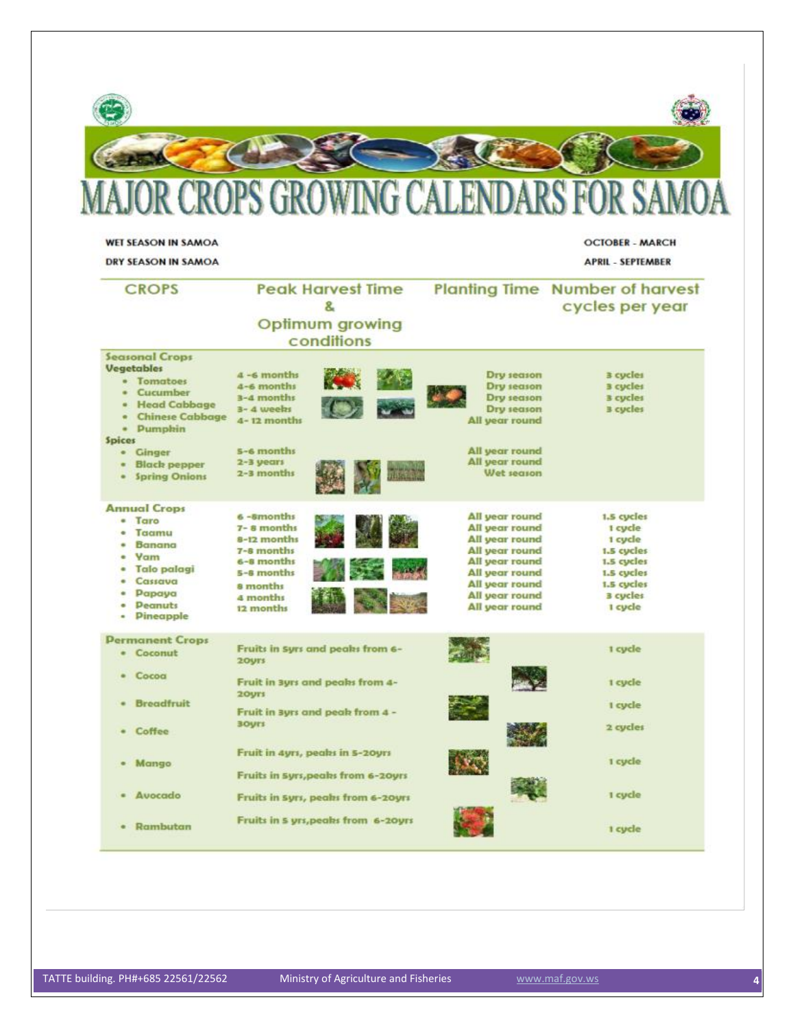# MAJOR CROPS GROWING CALENDARS FOR SAMOA

**WET SEASON IN SAMOA** — **OCTOBER - MARCH**

**DRY SEASON IN SAMOA** — **APRIL - SEPTEMBER**

| CROPS | Peak Harvest Time & Optimum growing conditions | Planting Time | Number of harvest cycles per year |
|---|---|---|---|
| **Seasonal Crops** | | | |
| **Vegetables** | | | |
| • Tomatoes | 4 -6 months | Dry season | 3 cycles |
| • Cucumber | 4-6 months | Dry season | 3 cycles |
| • Head Cabbage | 3-4 months | Dry season | 3 cycles |
| • Chinese Cabbage | 3- 4 weeks | Dry season | 3 cycles |
| • Pumpkin | 4- 12 months | All year round | |
| **Spices** | | | |
| • Ginger | 5-6 months | All year round | |
| • Black pepper | 2-3 years | All year round | |
| • Spring Onions | 2-3 months | Wet season | |
| **Annual Crops** | | | |
| • Taro | 6 -8months | All year round | 1.5 cycles |
| • Taamu | 7- 8 months | All year round | 1 cycle |
| • Banana | 8-12 months | All year round | 1 cycle |
| • Yam | 7-8 months | All year round | 1.5 cycles |
| • Talo palagi | 6-8 months | All year round | 1.5 cycles |
| • Cassava | 5-8 months | All year round | 1.5 cycles |
| • Papaya | 8 months | All year round | 1.5 cycles |
| • Peanuts | 4 months | All year round | 3 cycles |
| • Pineapple | 12 months | All year round | 1 cycle |
| **Permanent Crops** | | | |
| • Coconut | Fruits in 5yrs and peaks from 6-20yrs | | 1 cycle |
| • Cocoa | Fruit in 3yrs and peaks from 4-20yrs | | 1 cycle |
| • Breadfruit | Fruit in 3yrs and peak from 4 -30yrs | | 1 cycle |
| • Coffee | Fruit in 4yrs, peaks in 5-20yrs | | 2 cycles |
| • Mango | Fruits in 5yrs,peaks from 6-20yrs | | 1 cycle |
| • Avocado | Fruits in 5yrs, peaks from 6-20yrs | | 1 cycle |
| • Rambutan | Fruits in 5 yrs,peaks from 6-20yrs | | 1 cycle |

TATTE building. PH#+685 22561/22562 — Ministry of Agriculture and Fisheries — www.maf.gov.ws